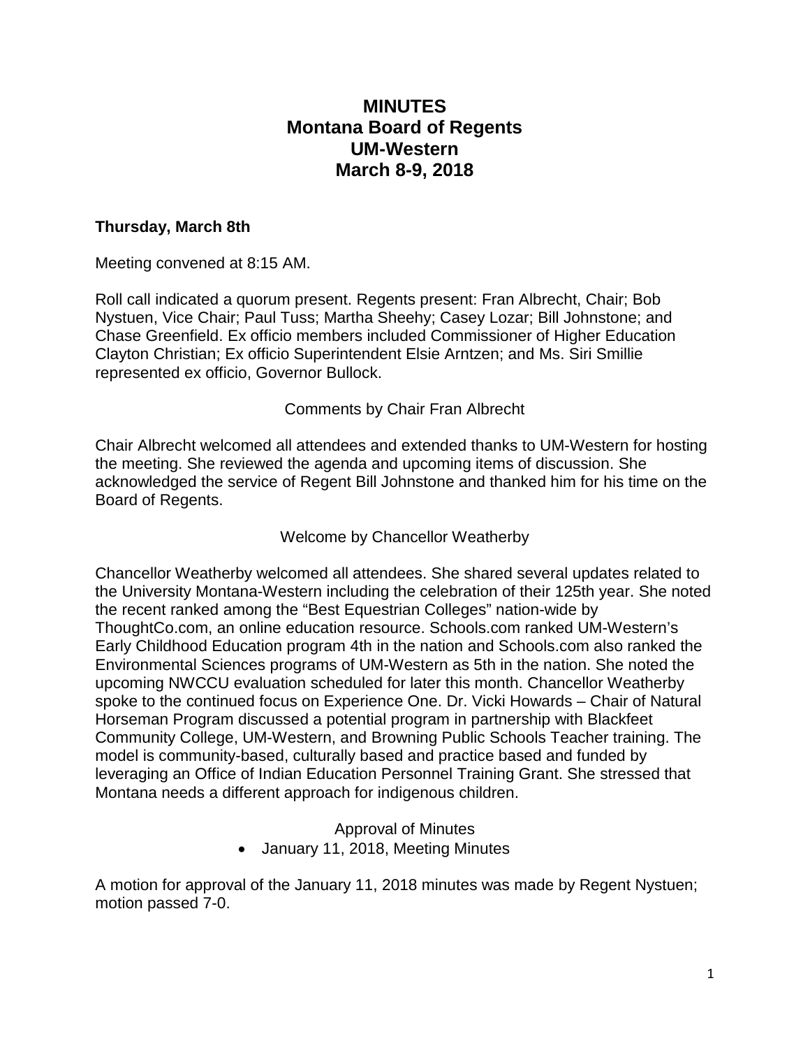# MINUTES
# Montana Board of Regents
# UM-Western
# March 8-9, 2018

**Thursday, March 8th**

Meeting convened at 8:15 AM.

Roll call indicated a quorum present. Regents present: Fran Albrecht, Chair; Bob Nystuen, Vice Chair; Paul Tuss; Martha Sheehy; Casey Lozar; Bill Johnstone; and Chase Greenfield. Ex officio members included Commissioner of Higher Education Clayton Christian; Ex officio Superintendent Elsie Arntzen; and Ms. Siri Smillie represented ex officio, Governor Bullock.

Comments by Chair Fran Albrecht

Chair Albrecht welcomed all attendees and extended thanks to UM-Western for hosting the meeting. She reviewed the agenda and upcoming items of discussion. She acknowledged the service of Regent Bill Johnstone and thanked him for his time on the Board of Regents.

Welcome by Chancellor Weatherby

Chancellor Weatherby welcomed all attendees. She shared several updates related to the University Montana-Western including the celebration of their 125th year. She noted the recent ranked among the "Best Equestrian Colleges" nation-wide by ThoughtCo.com, an online education resource. Schools.com ranked UM-Western's Early Childhood Education program 4th in the nation and Schools.com also ranked the Environmental Sciences programs of UM-Western as 5th in the nation. She noted the upcoming NWCCU evaluation scheduled for later this month. Chancellor Weatherby spoke to the continued focus on Experience One. Dr. Vicki Howards – Chair of Natural Horseman Program discussed a potential program in partnership with Blackfeet Community College, UM-Western, and Browning Public Schools Teacher training. The model is community-based, culturally based and practice based and funded by leveraging an Office of Indian Education Personnel Training Grant. She stressed that Montana needs a different approach for indigenous children.

Approval of Minutes

- January 11, 2018, Meeting Minutes

A motion for approval of the January 11, 2018 minutes was made by Regent Nystuen; motion passed 7-0.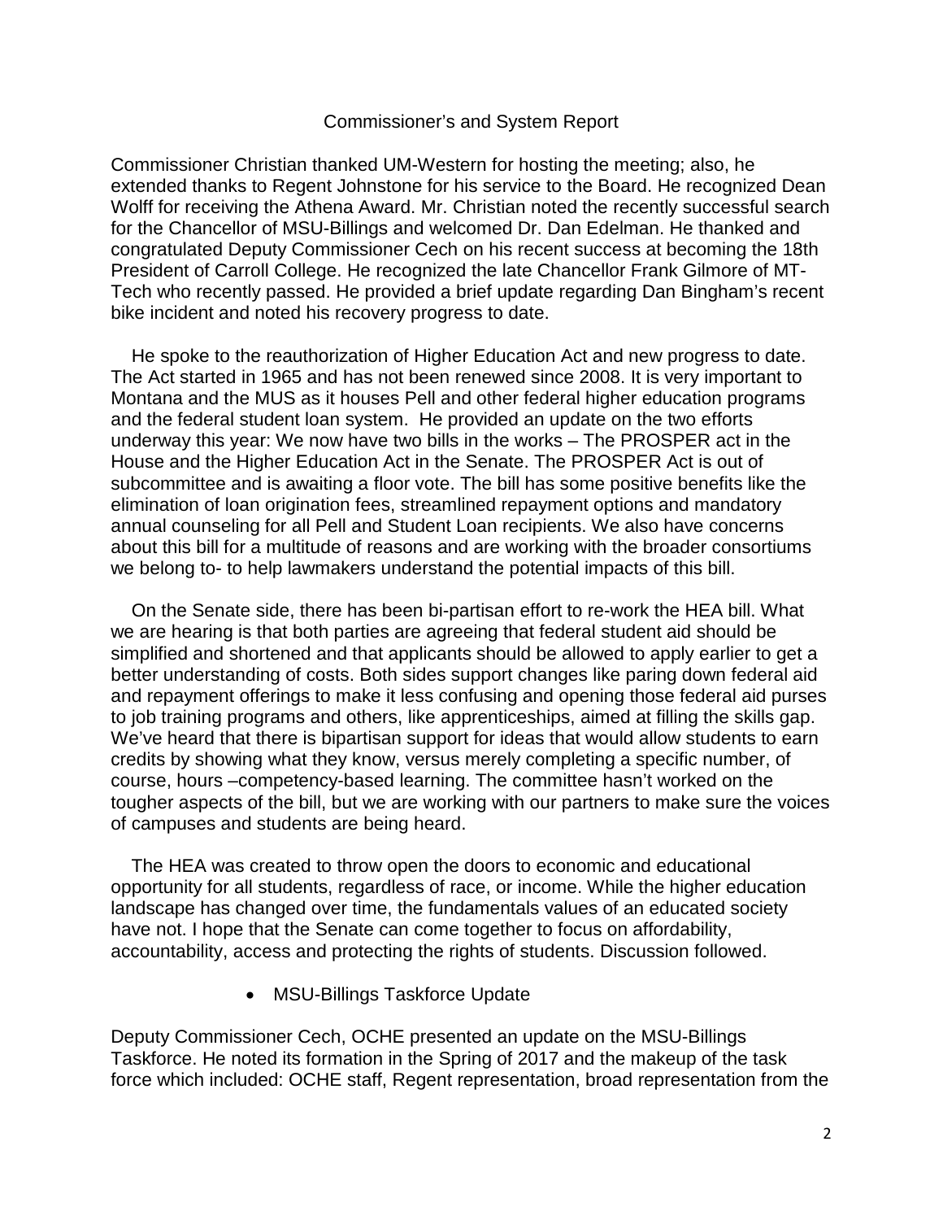## Commissioner's and System Report

Commissioner Christian thanked UM-Western for hosting the meeting; also, he extended thanks to Regent Johnstone for his service to the Board. He recognized Dean Wolff for receiving the Athena Award. Mr. Christian noted the recently successful search for the Chancellor of MSU-Billings and welcomed Dr. Dan Edelman. He thanked and congratulated Deputy Commissioner Cech on his recent success at becoming the 18th President of Carroll College. He recognized the late Chancellor Frank Gilmore of MT-Tech who recently passed. He provided a brief update regarding Dan Bingham's recent bike incident and noted his recovery progress to date.

He spoke to the reauthorization of Higher Education Act and new progress to date. The Act started in 1965 and has not been renewed since 2008. It is very important to Montana and the MUS as it houses Pell and other federal higher education programs and the federal student loan system. He provided an update on the two efforts underway this year: We now have two bills in the works – The PROSPER act in the House and the Higher Education Act in the Senate. The PROSPER Act is out of subcommittee and is awaiting a floor vote. The bill has some positive benefits like the elimination of loan origination fees, streamlined repayment options and mandatory annual counseling for all Pell and Student Loan recipients. We also have concerns about this bill for a multitude of reasons and are working with the broader consortiums we belong to- to help lawmakers understand the potential impacts of this bill.

On the Senate side, there has been bi-partisan effort to re-work the HEA bill. What we are hearing is that both parties are agreeing that federal student aid should be simplified and shortened and that applicants should be allowed to apply earlier to get a better understanding of costs. Both sides support changes like paring down federal aid and repayment offerings to make it less confusing and opening those federal aid purses to job training programs and others, like apprenticeships, aimed at filling the skills gap. We've heard that there is bipartisan support for ideas that would allow students to earn credits by showing what they know, versus merely completing a specific number, of course, hours –competency-based learning. The committee hasn't worked on the tougher aspects of the bill, but we are working with our partners to make sure the voices of campuses and students are being heard.

The HEA was created to throw open the doors to economic and educational opportunity for all students, regardless of race, or income. While the higher education landscape has changed over time, the fundamentals values of an educated society have not. I hope that the Senate can come together to focus on affordability, accountability, access and protecting the rights of students. Discussion followed.

- MSU-Billings Taskforce Update

Deputy Commissioner Cech, OCHE presented an update on the MSU-Billings Taskforce. He noted its formation in the Spring of 2017 and the makeup of the task force which included: OCHE staff, Regent representation, broad representation from the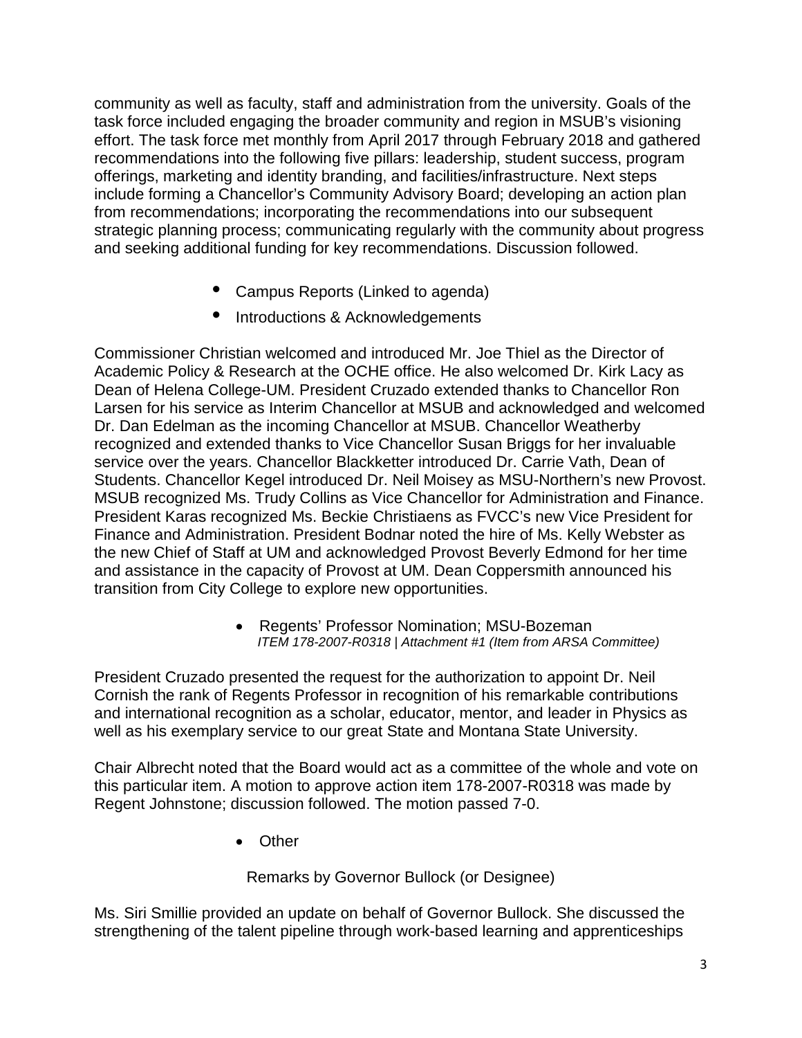community as well as faculty, staff and administration from the university. Goals of the task force included engaging the broader community and region in MSUB's visioning effort. The task force met monthly from April 2017 through February 2018 and gathered recommendations into the following five pillars: leadership, student success, program offerings, marketing and identity branding, and facilities/infrastructure. Next steps include forming a Chancellor's Community Advisory Board; developing an action plan from recommendations; incorporating the recommendations into our subsequent strategic planning process; communicating regularly with the community about progress and seeking additional funding for key recommendations. Discussion followed.

- Campus Reports (Linked to agenda)
- Introductions & Acknowledgements

Commissioner Christian welcomed and introduced Mr. Joe Thiel as the Director of Academic Policy & Research at the OCHE office. He also welcomed Dr. Kirk Lacy as Dean of Helena College-UM. President Cruzado extended thanks to Chancellor Ron Larsen for his service as Interim Chancellor at MSUB and acknowledged and welcomed Dr. Dan Edelman as the incoming Chancellor at MSUB. Chancellor Weatherby recognized and extended thanks to Vice Chancellor Susan Briggs for her invaluable service over the years. Chancellor Blackketter introduced Dr. Carrie Vath, Dean of Students. Chancellor Kegel introduced Dr. Neil Moisey as MSU-Northern's new Provost. MSUB recognized Ms. Trudy Collins as Vice Chancellor for Administration and Finance. President Karas recognized Ms. Beckie Christiaens as FVCC's new Vice President for Finance and Administration. President Bodnar noted the hire of Ms. Kelly Webster as the new Chief of Staff at UM and acknowledged Provost Beverly Edmond for her time and assistance in the capacity of Provost at UM. Dean Coppersmith announced his transition from City College to explore new opportunities.

- Regents' Professor Nomination; MSU-Bozeman
  *ITEM 178-2007-R0318 | Attachment #1 (Item from ARSA Committee)*

President Cruzado presented the request for the authorization to appoint Dr. Neil Cornish the rank of Regents Professor in recognition of his remarkable contributions and international recognition as a scholar, educator, mentor, and leader in Physics as well as his exemplary service to our great State and Montana State University.

Chair Albrecht noted that the Board would act as a committee of the whole and vote on this particular item. A motion to approve action item 178-2007-R0318 was made by Regent Johnstone; discussion followed. The motion passed 7-0.

- Other

Remarks by Governor Bullock (or Designee)

Ms. Siri Smillie provided an update on behalf of Governor Bullock. She discussed the strengthening of the talent pipeline through work-based learning and apprenticeships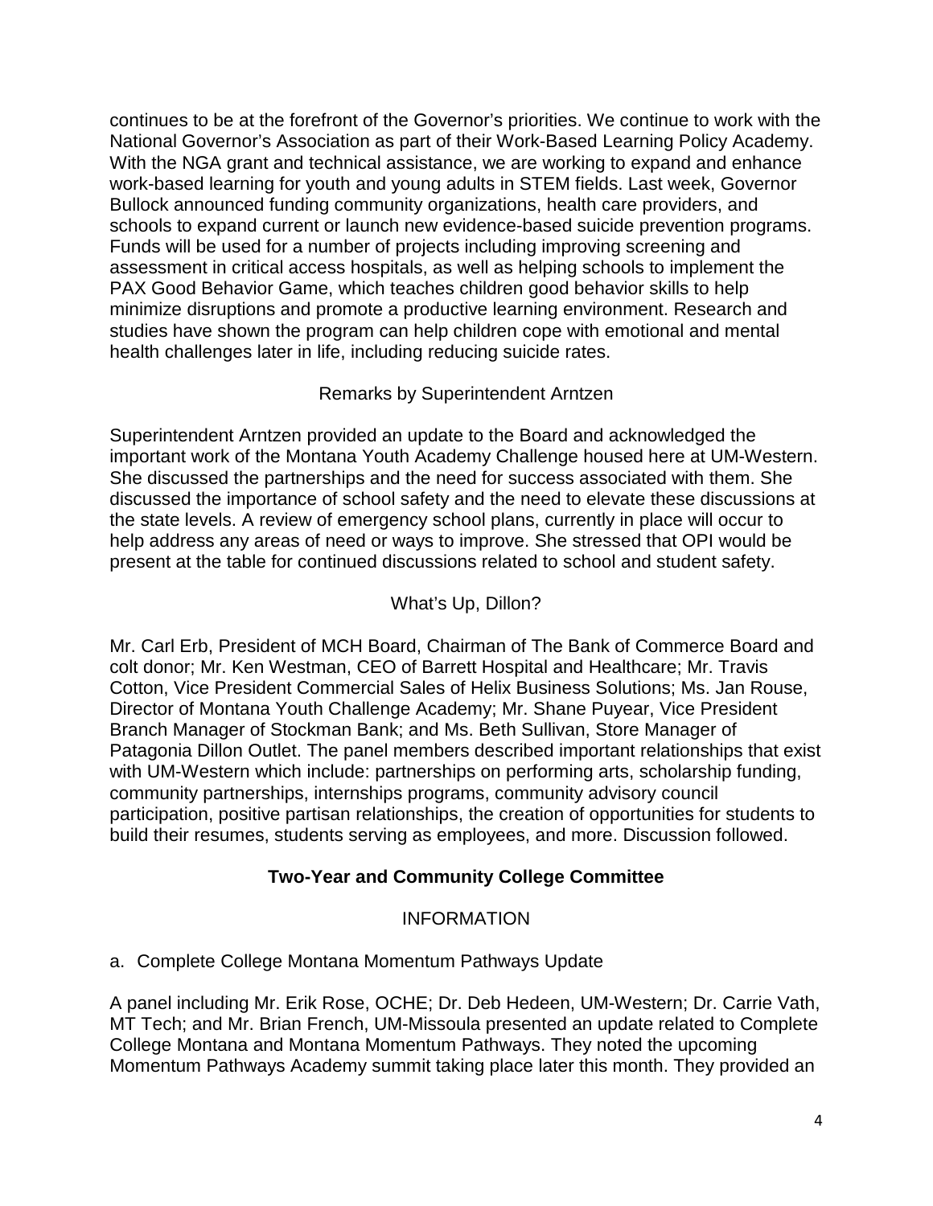continues to be at the forefront of the Governor's priorities. We continue to work with the National Governor's Association as part of their Work-Based Learning Policy Academy. With the NGA grant and technical assistance, we are working to expand and enhance work-based learning for youth and young adults in STEM fields. Last week, Governor Bullock announced funding community organizations, health care providers, and schools to expand current or launch new evidence-based suicide prevention programs. Funds will be used for a number of projects including improving screening and assessment in critical access hospitals, as well as helping schools to implement the PAX Good Behavior Game, which teaches children good behavior skills to help minimize disruptions and promote a productive learning environment. Research and studies have shown the program can help children cope with emotional and mental health challenges later in life, including reducing suicide rates.

Remarks by Superintendent Arntzen

Superintendent Arntzen provided an update to the Board and acknowledged the important work of the Montana Youth Academy Challenge housed here at UM-Western. She discussed the partnerships and the need for success associated with them. She discussed the importance of school safety and the need to elevate these discussions at the state levels. A review of emergency school plans, currently in place will occur to help address any areas of need or ways to improve. She stressed that OPI would be present at the table for continued discussions related to school and student safety.

What's Up, Dillon?

Mr. Carl Erb, President of MCH Board, Chairman of The Bank of Commerce Board and colt donor; Mr. Ken Westman, CEO of Barrett Hospital and Healthcare; Mr. Travis Cotton, Vice President Commercial Sales of Helix Business Solutions; Ms. Jan Rouse, Director of Montana Youth Challenge Academy; Mr. Shane Puyear, Vice President Branch Manager of Stockman Bank; and Ms. Beth Sullivan, Store Manager of Patagonia Dillon Outlet. The panel members described important relationships that exist with UM-Western which include: partnerships on performing arts, scholarship funding, community partnerships, internships programs, community advisory council participation, positive partisan relationships, the creation of opportunities for students to build their resumes, students serving as employees, and more. Discussion followed.

## Two-Year and Community College Committee

INFORMATION

a. Complete College Montana Momentum Pathways Update

A panel including Mr. Erik Rose, OCHE; Dr. Deb Hedeen, UM-Western; Dr. Carrie Vath, MT Tech; and Mr. Brian French, UM-Missoula presented an update related to Complete College Montana and Montana Momentum Pathways. They noted the upcoming Momentum Pathways Academy summit taking place later this month. They provided an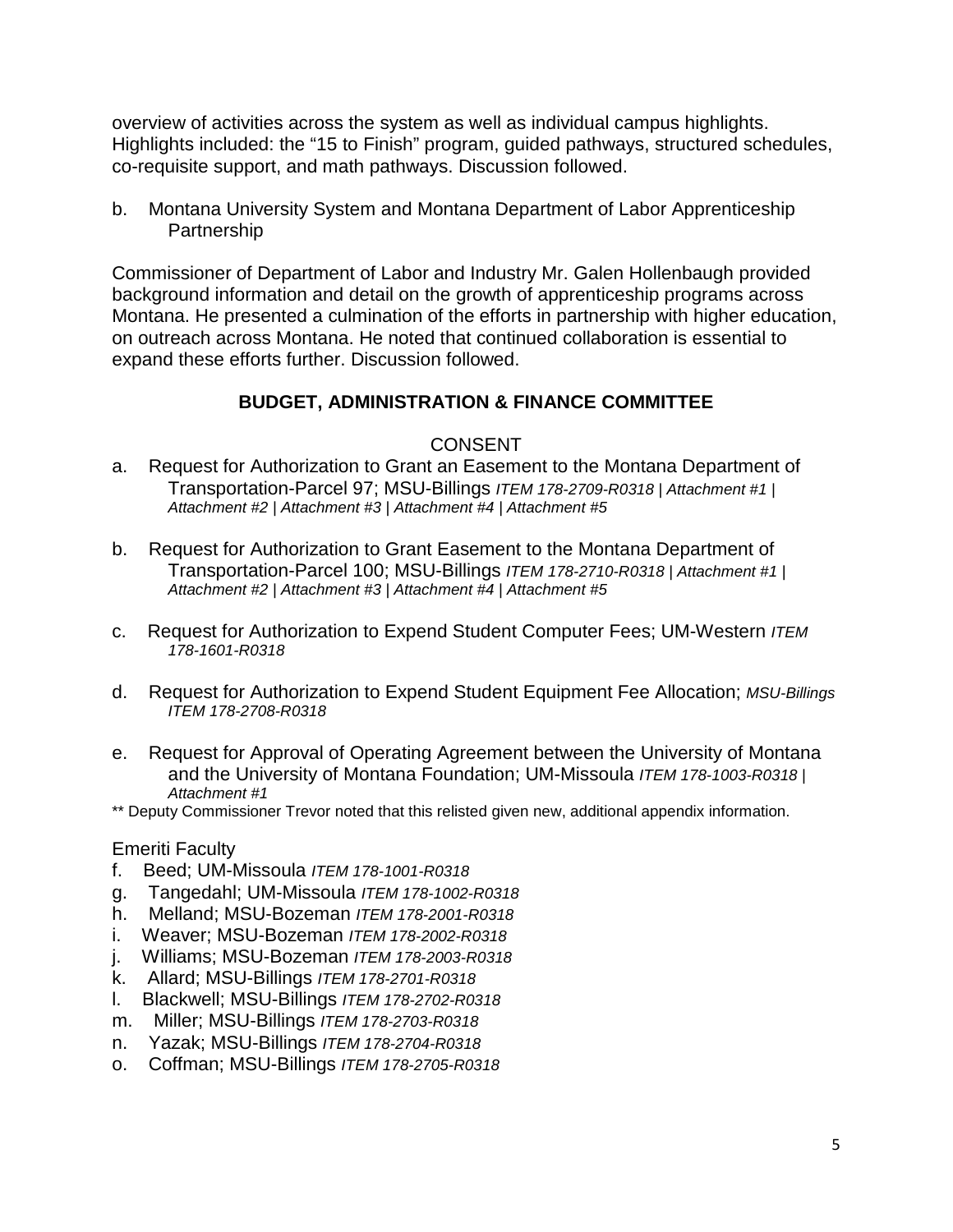overview of activities across the system as well as individual campus highlights. Highlights included: the "15 to Finish" program, guided pathways, structured schedules, co-requisite support, and math pathways. Discussion followed.

b. Montana University System and Montana Department of Labor Apprenticeship Partnership

Commissioner of Department of Labor and Industry Mr. Galen Hollenbaugh provided background information and detail on the growth of apprenticeship programs across Montana. He presented a culmination of the efforts in partnership with higher education, on outreach across Montana. He noted that continued collaboration is essential to expand these efforts further. Discussion followed.

## BUDGET, ADMINISTRATION & FINANCE COMMITTEE

CONSENT

a. Request for Authorization to Grant an Easement to the Montana Department of Transportation-Parcel 97; MSU-Billings *ITEM 178-2709-R0318 | Attachment #1 | Attachment #2 | Attachment #3 | Attachment #4 | Attachment #5*

b. Request for Authorization to Grant Easement to the Montana Department of Transportation-Parcel 100; MSU-Billings *ITEM 178-2710-R0318 | Attachment #1 | Attachment #2 | Attachment #3 | Attachment #4 | Attachment #5*

c. Request for Authorization to Expend Student Computer Fees; UM-Western *ITEM 178-1601-R0318*

d. Request for Authorization to Expend Student Equipment Fee Allocation; *MSU-Billings ITEM 178-2708-R0318*

e. Request for Approval of Operating Agreement between the University of Montana and the University of Montana Foundation; UM-Missoula *ITEM 178-1003-R0318 | Attachment #1*

** Deputy Commissioner Trevor noted that this relisted given new, additional appendix information.

Emeriti Faculty

f. Beed; UM-Missoula *ITEM 178-1001-R0318*
g. Tangedahl; UM-Missoula *ITEM 178-1002-R0318*
h. Melland; MSU-Bozeman *ITEM 178-2001-R0318*
i. Weaver; MSU-Bozeman *ITEM 178-2002-R0318*
j. Williams; MSU-Bozeman *ITEM 178-2003-R0318*
k. Allard; MSU-Billings *ITEM 178-2701-R0318*
l. Blackwell; MSU-Billings *ITEM 178-2702-R0318*
m. Miller; MSU-Billings *ITEM 178-2703-R0318*
n. Yazak; MSU-Billings *ITEM 178-2704-R0318*
o. Coffman; MSU-Billings *ITEM 178-2705-R0318*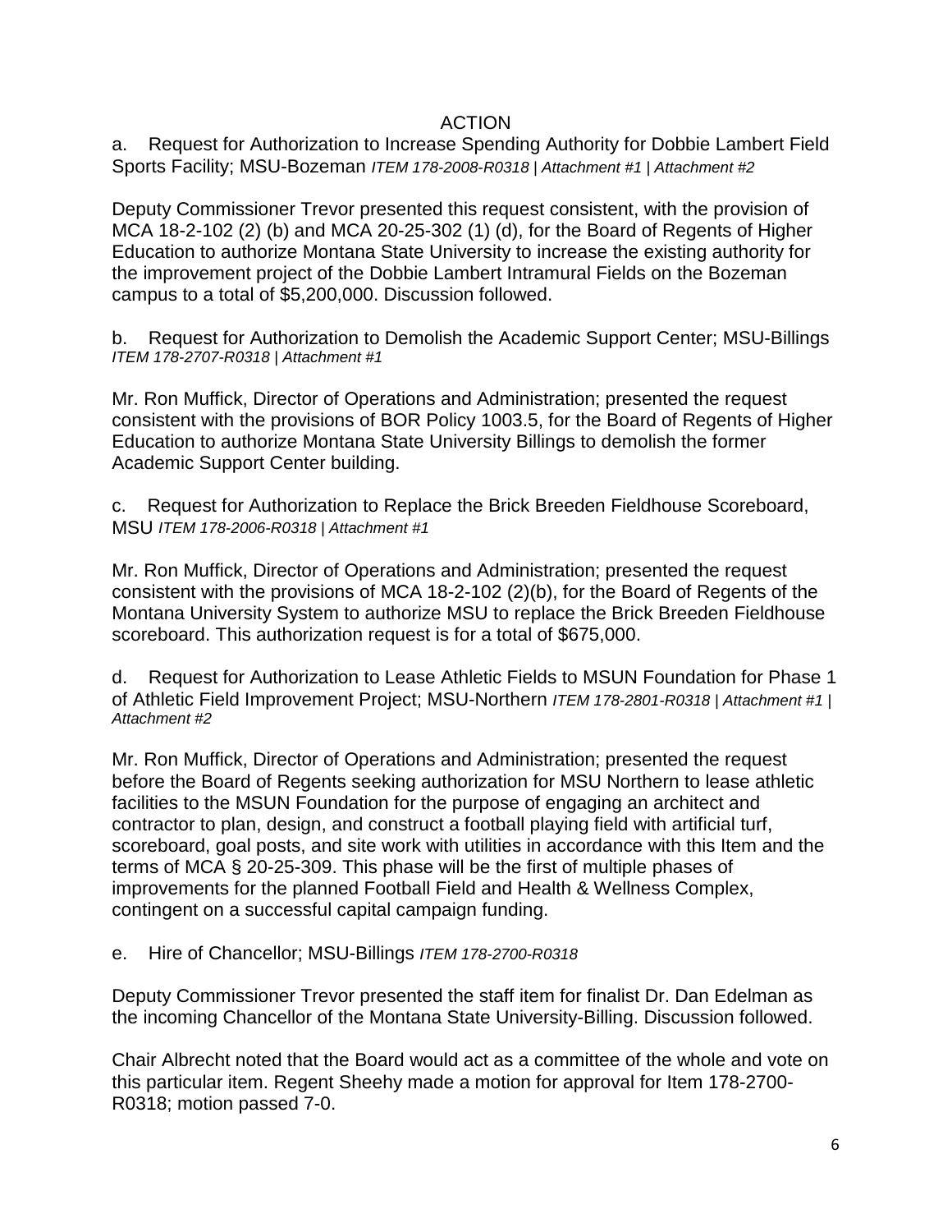## ACTION

a. Request for Authorization to Increase Spending Authority for Dobbie Lambert Field Sports Facility; MSU-Bozeman *ITEM 178-2008-R0318 | Attachment #1 | Attachment #2*

Deputy Commissioner Trevor presented this request consistent, with the provision of MCA 18-2-102 (2) (b) and MCA 20-25-302 (1) (d), for the Board of Regents of Higher Education to authorize Montana State University to increase the existing authority for the improvement project of the Dobbie Lambert Intramural Fields on the Bozeman campus to a total of $5,200,000. Discussion followed.

b. Request for Authorization to Demolish the Academic Support Center; MSU-Billings *ITEM 178-2707-R0318 | Attachment #1*

Mr. Ron Muffick, Director of Operations and Administration; presented the request consistent with the provisions of BOR Policy 1003.5, for the Board of Regents of Higher Education to authorize Montana State University Billings to demolish the former Academic Support Center building.

c. Request for Authorization to Replace the Brick Breeden Fieldhouse Scoreboard, MSU *ITEM 178-2006-R0318 | Attachment #1*

Mr. Ron Muffick, Director of Operations and Administration; presented the request consistent with the provisions of MCA 18-2-102 (2)(b), for the Board of Regents of the Montana University System to authorize MSU to replace the Brick Breeden Fieldhouse scoreboard. This authorization request is for a total of $675,000.

d. Request for Authorization to Lease Athletic Fields to MSUN Foundation for Phase 1 of Athletic Field Improvement Project; MSU-Northern *ITEM 178-2801-R0318 | Attachment #1 | Attachment #2*

Mr. Ron Muffick, Director of Operations and Administration; presented the request before the Board of Regents seeking authorization for MSU Northern to lease athletic facilities to the MSUN Foundation for the purpose of engaging an architect and contractor to plan, design, and construct a football playing field with artificial turf, scoreboard, goal posts, and site work with utilities in accordance with this Item and the terms of MCA § 20-25-309. This phase will be the first of multiple phases of improvements for the planned Football Field and Health & Wellness Complex, contingent on a successful capital campaign funding.

e. Hire of Chancellor; MSU-Billings *ITEM 178-2700-R0318*

Deputy Commissioner Trevor presented the staff item for finalist Dr. Dan Edelman as the incoming Chancellor of the Montana State University-Billing. Discussion followed.

Chair Albrecht noted that the Board would act as a committee of the whole and vote on this particular item. Regent Sheehy made a motion for approval for Item 178-2700-R0318; motion passed 7-0.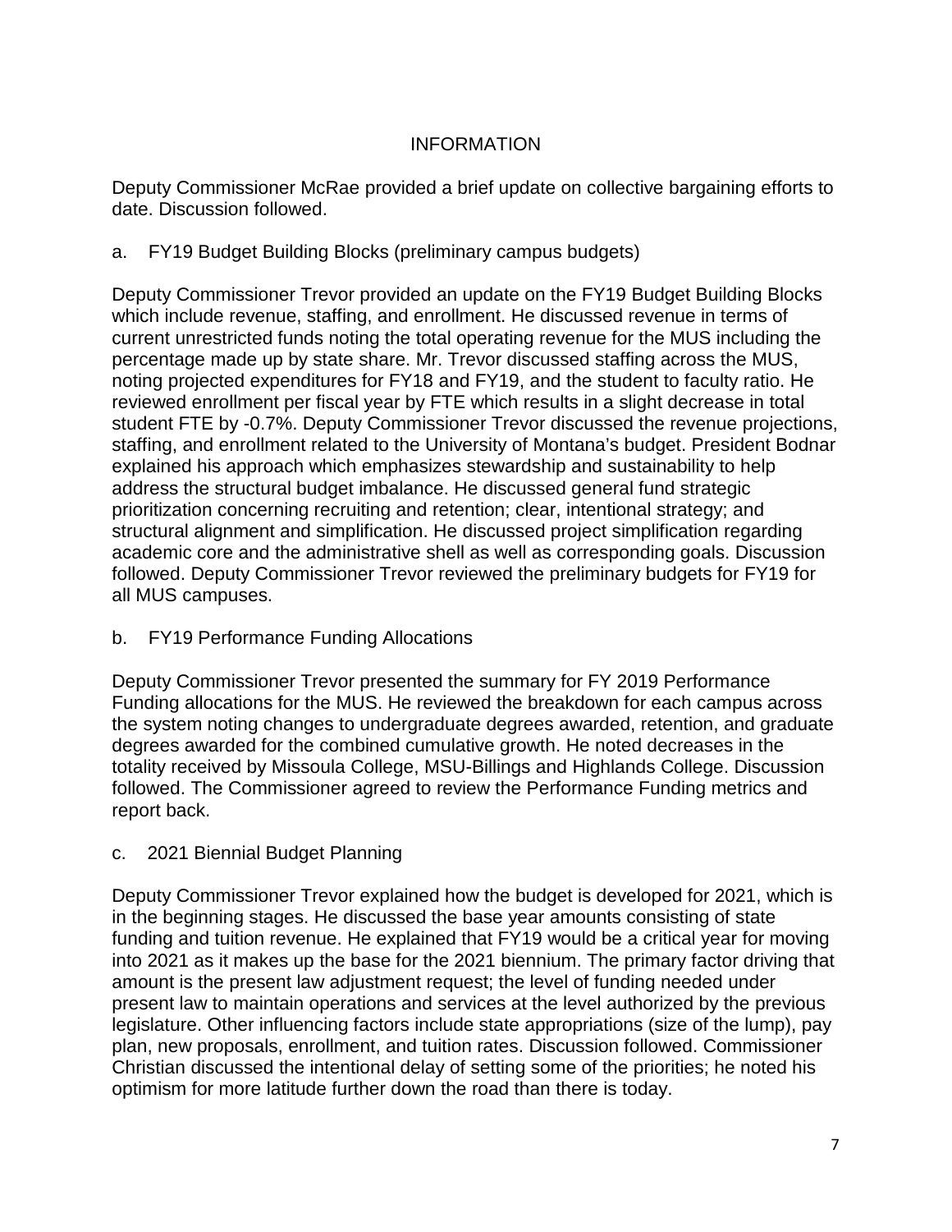## INFORMATION

Deputy Commissioner McRae provided a brief update on collective bargaining efforts to date. Discussion followed.

a. FY19 Budget Building Blocks (preliminary campus budgets)

Deputy Commissioner Trevor provided an update on the FY19 Budget Building Blocks which include revenue, staffing, and enrollment. He discussed revenue in terms of current unrestricted funds noting the total operating revenue for the MUS including the percentage made up by state share. Mr. Trevor discussed staffing across the MUS, noting projected expenditures for FY18 and FY19, and the student to faculty ratio. He reviewed enrollment per fiscal year by FTE which results in a slight decrease in total student FTE by -0.7%. Deputy Commissioner Trevor discussed the revenue projections, staffing, and enrollment related to the University of Montana's budget. President Bodnar explained his approach which emphasizes stewardship and sustainability to help address the structural budget imbalance. He discussed general fund strategic prioritization concerning recruiting and retention; clear, intentional strategy; and structural alignment and simplification. He discussed project simplification regarding academic core and the administrative shell as well as corresponding goals. Discussion followed. Deputy Commissioner Trevor reviewed the preliminary budgets for FY19 for all MUS campuses.

b. FY19 Performance Funding Allocations

Deputy Commissioner Trevor presented the summary for FY 2019 Performance Funding allocations for the MUS. He reviewed the breakdown for each campus across the system noting changes to undergraduate degrees awarded, retention, and graduate degrees awarded for the combined cumulative growth. He noted decreases in the totality received by Missoula College, MSU-Billings and Highlands College. Discussion followed. The Commissioner agreed to review the Performance Funding metrics and report back.

c. 2021 Biennial Budget Planning

Deputy Commissioner Trevor explained how the budget is developed for 2021, which is in the beginning stages. He discussed the base year amounts consisting of state funding and tuition revenue. He explained that FY19 would be a critical year for moving into 2021 as it makes up the base for the 2021 biennium. The primary factor driving that amount is the present law adjustment request; the level of funding needed under present law to maintain operations and services at the level authorized by the previous legislature. Other influencing factors include state appropriations (size of the lump), pay plan, new proposals, enrollment, and tuition rates. Discussion followed. Commissioner Christian discussed the intentional delay of setting some of the priorities; he noted his optimism for more latitude further down the road than there is today.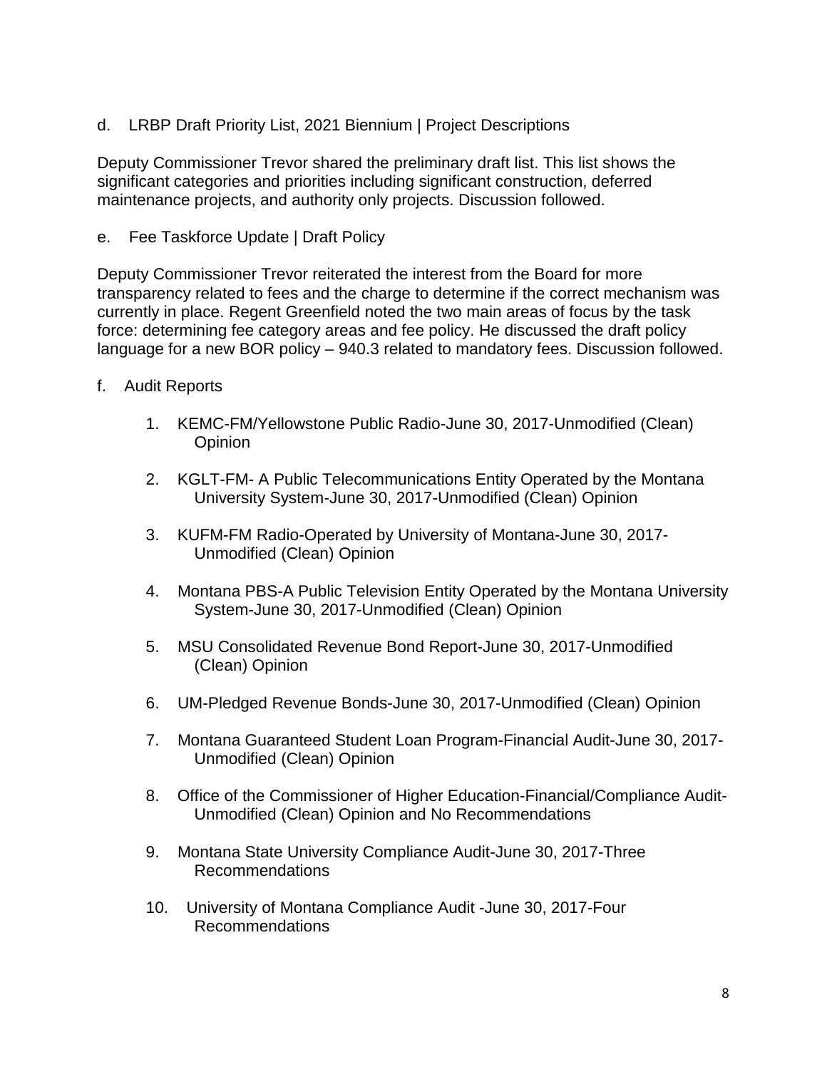d. LRBP Draft Priority List, 2021 Biennium | Project Descriptions

Deputy Commissioner Trevor shared the preliminary draft list. This list shows the significant categories and priorities including significant construction, deferred maintenance projects, and authority only projects. Discussion followed.

e. Fee Taskforce Update | Draft Policy

Deputy Commissioner Trevor reiterated the interest from the Board for more transparency related to fees and the charge to determine if the correct mechanism was currently in place. Regent Greenfield noted the two main areas of focus by the task force: determining fee category areas and fee policy. He discussed the draft policy language for a new BOR policy – 940.3 related to mandatory fees. Discussion followed.

f. Audit Reports

1. KEMC-FM/Yellowstone Public Radio-June 30, 2017-Unmodified (Clean) Opinion
2. KGLT-FM- A Public Telecommunications Entity Operated by the Montana University System-June 30, 2017-Unmodified (Clean) Opinion
3. KUFM-FM Radio-Operated by University of Montana-June 30, 2017-Unmodified (Clean) Opinion
4. Montana PBS-A Public Television Entity Operated by the Montana University System-June 30, 2017-Unmodified (Clean) Opinion
5. MSU Consolidated Revenue Bond Report-June 30, 2017-Unmodified (Clean) Opinion
6. UM-Pledged Revenue Bonds-June 30, 2017-Unmodified (Clean) Opinion
7. Montana Guaranteed Student Loan Program-Financial Audit-June 30, 2017-Unmodified (Clean) Opinion
8. Office of the Commissioner of Higher Education-Financial/Compliance Audit-Unmodified (Clean) Opinion and No Recommendations
9. Montana State University Compliance Audit-June 30, 2017-Three Recommendations
10. University of Montana Compliance Audit -June 30, 2017-Four Recommendations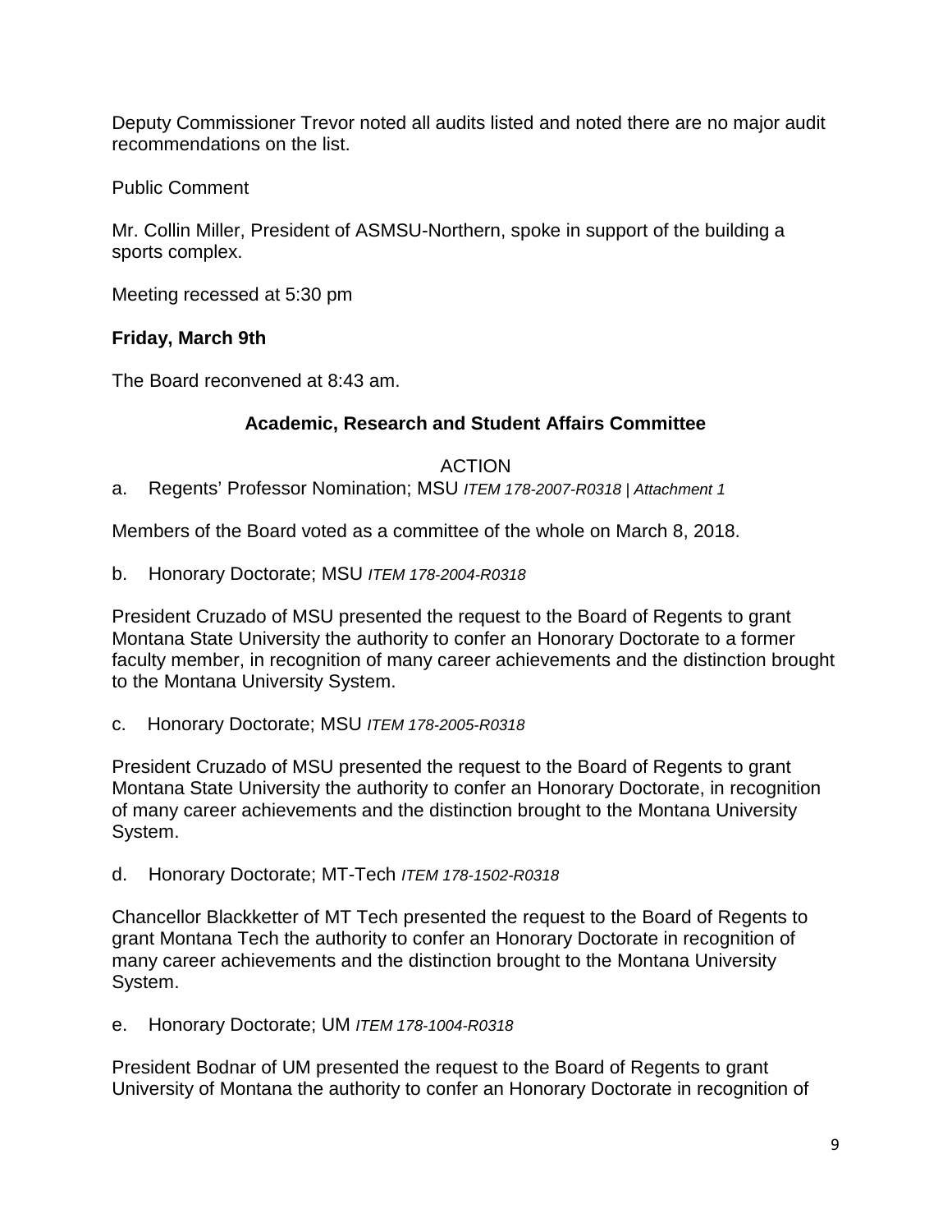Deputy Commissioner Trevor noted all audits listed and noted there are no major audit recommendations on the list.

Public Comment

Mr. Collin Miller, President of ASMSU-Northern, spoke in support of the building a sports complex.

Meeting recessed at 5:30 pm

**Friday, March 9th**

The Board reconvened at 8:43 am.

### Academic, Research and Student Affairs Committee

ACTION

a. Regents' Professor Nomination; MSU *ITEM 178-2007-R0318 | Attachment 1*

Members of the Board voted as a committee of the whole on March 8, 2018.

b. Honorary Doctorate; MSU *ITEM 178-2004-R0318*

President Cruzado of MSU presented the request to the Board of Regents to grant Montana State University the authority to confer an Honorary Doctorate to a former faculty member, in recognition of many career achievements and the distinction brought to the Montana University System.

c. Honorary Doctorate; MSU *ITEM 178-2005-R0318*

President Cruzado of MSU presented the request to the Board of Regents to grant Montana State University the authority to confer an Honorary Doctorate, in recognition of many career achievements and the distinction brought to the Montana University System.

d. Honorary Doctorate; MT-Tech *ITEM 178-1502-R0318*

Chancellor Blackketter of MT Tech presented the request to the Board of Regents to grant Montana Tech the authority to confer an Honorary Doctorate in recognition of many career achievements and the distinction brought to the Montana University System.

e. Honorary Doctorate; UM *ITEM 178-1004-R0318*

President Bodnar of UM presented the request to the Board of Regents to grant University of Montana the authority to confer an Honorary Doctorate in recognition of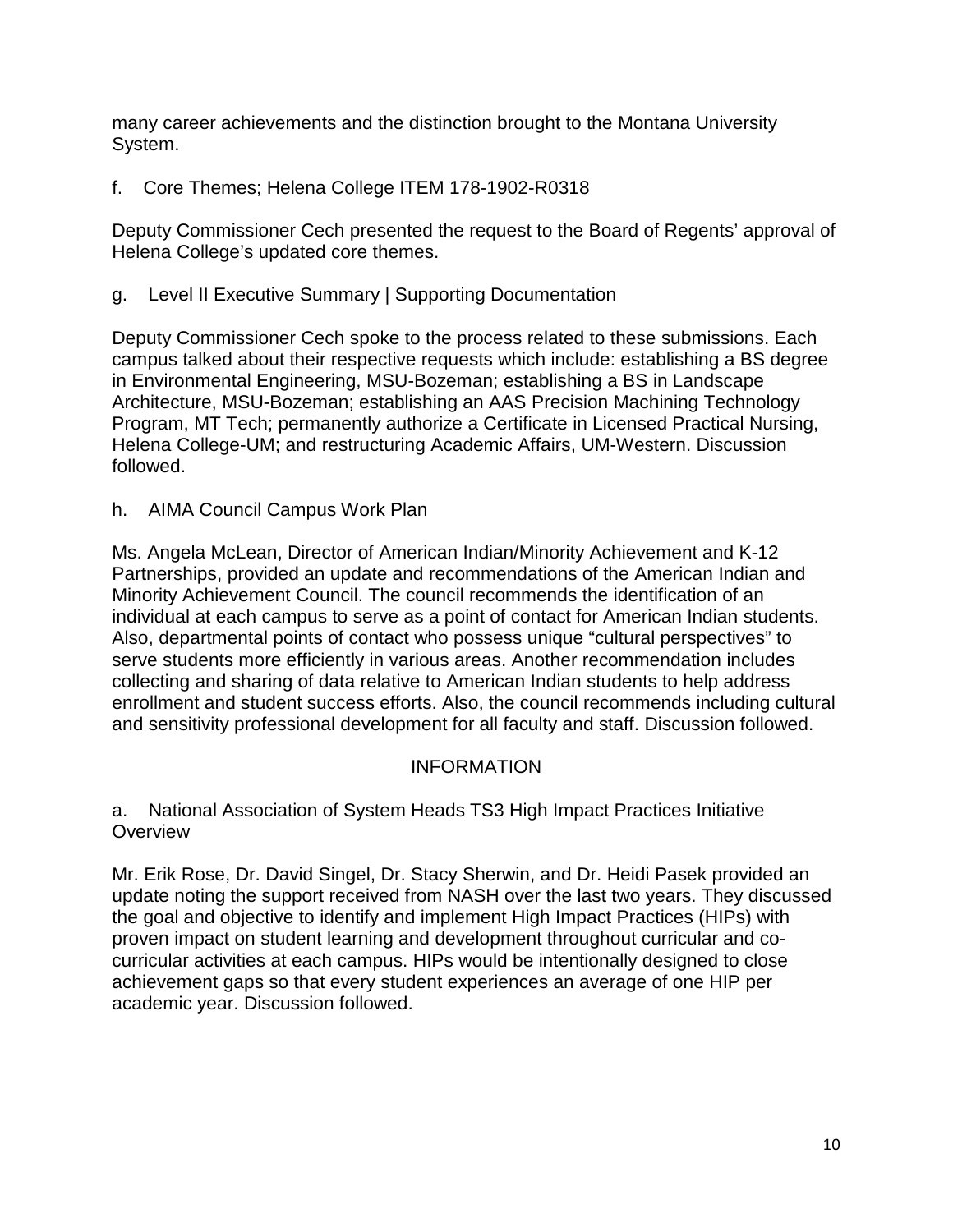many career achievements and the distinction brought to the Montana University System.

f. Core Themes; Helena College ITEM 178-1902-R0318

Deputy Commissioner Cech presented the request to the Board of Regents' approval of Helena College's updated core themes.

g. Level II Executive Summary | Supporting Documentation

Deputy Commissioner Cech spoke to the process related to these submissions. Each campus talked about their respective requests which include: establishing a BS degree in Environmental Engineering, MSU-Bozeman; establishing a BS in Landscape Architecture, MSU-Bozeman; establishing an AAS Precision Machining Technology Program, MT Tech; permanently authorize a Certificate in Licensed Practical Nursing, Helena College-UM; and restructuring Academic Affairs, UM-Western. Discussion followed.

h. AIMA Council Campus Work Plan

Ms. Angela McLean, Director of American Indian/Minority Achievement and K-12 Partnerships, provided an update and recommendations of the American Indian and Minority Achievement Council. The council recommends the identification of an individual at each campus to serve as a point of contact for American Indian students. Also, departmental points of contact who possess unique "cultural perspectives" to serve students more efficiently in various areas. Another recommendation includes collecting and sharing of data relative to American Indian students to help address enrollment and student success efforts. Also, the council recommends including cultural and sensitivity professional development for all faculty and staff. Discussion followed.

## INFORMATION

a. National Association of System Heads TS3 High Impact Practices Initiative Overview

Mr. Erik Rose, Dr. David Singel, Dr. Stacy Sherwin, and Dr. Heidi Pasek provided an update noting the support received from NASH over the last two years. They discussed the goal and objective to identify and implement High Impact Practices (HIPs) with proven impact on student learning and development throughout curricular and co-curricular activities at each campus. HIPs would be intentionally designed to close achievement gaps so that every student experiences an average of one HIP per academic year. Discussion followed.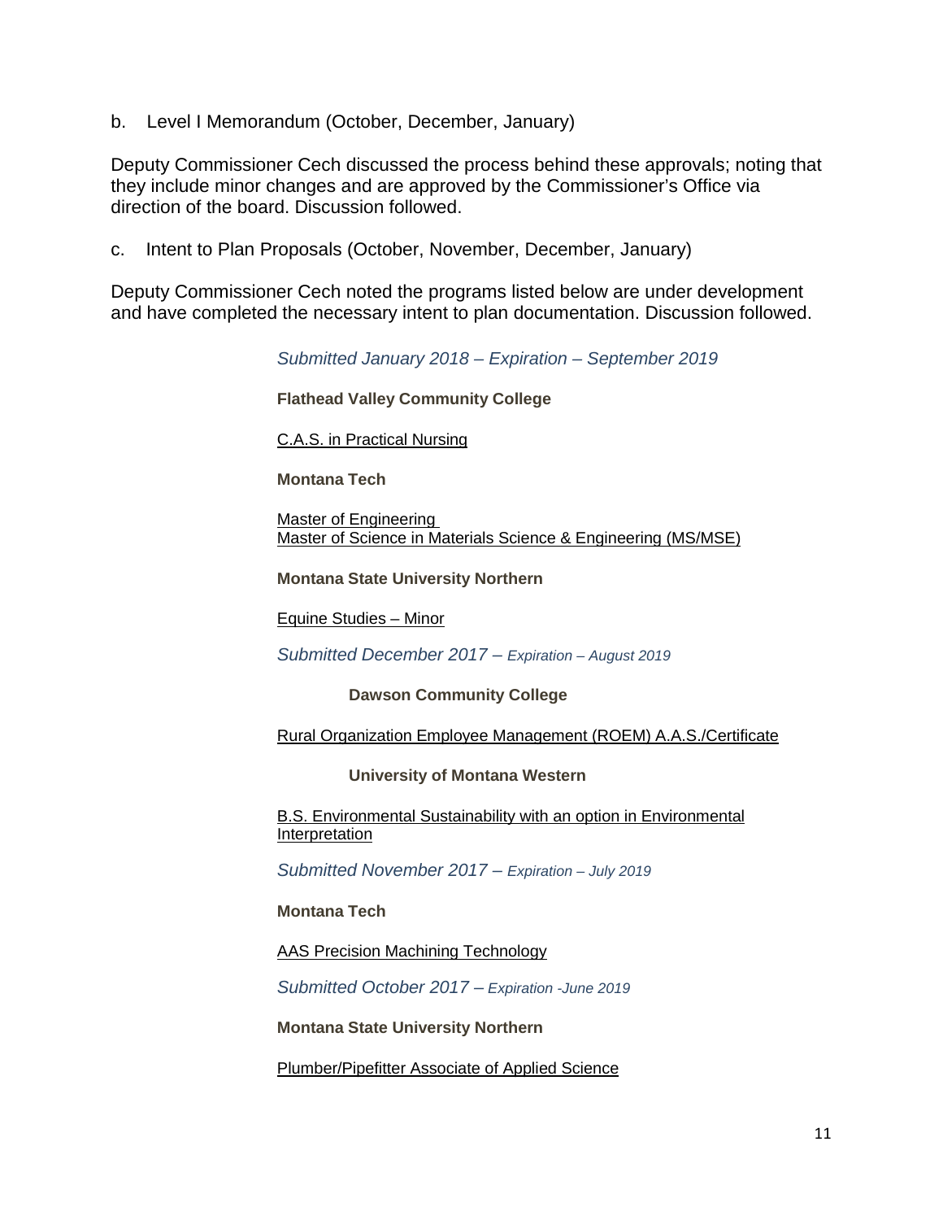b. Level I Memorandum (October, December, January)

Deputy Commissioner Cech discussed the process behind these approvals; noting that they include minor changes and are approved by the Commissioner's Office via direction of the board. Discussion followed.

c. Intent to Plan Proposals (October, November, December, January)

Deputy Commissioner Cech noted the programs listed below are under development and have completed the necessary intent to plan documentation. Discussion followed.

*Submitted January 2018 – Expiration – September 2019*

**Flathead Valley Community College**

C.A.S. in Practical Nursing

**Montana Tech**

Master of Engineering
Master of Science in Materials Science & Engineering (MS/MSE)

**Montana State University Northern**

Equine Studies – Minor

*Submitted December 2017 – Expiration – August 2019*

**Dawson Community College**

Rural Organization Employee Management (ROEM) A.A.S./Certificate

**University of Montana Western**

B.S. Environmental Sustainability with an option in Environmental Interpretation

*Submitted November 2017 – Expiration – July 2019*

**Montana Tech**

AAS Precision Machining Technology

*Submitted October 2017 – Expiration -June 2019*

**Montana State University Northern**

Plumber/Pipefitter Associate of Applied Science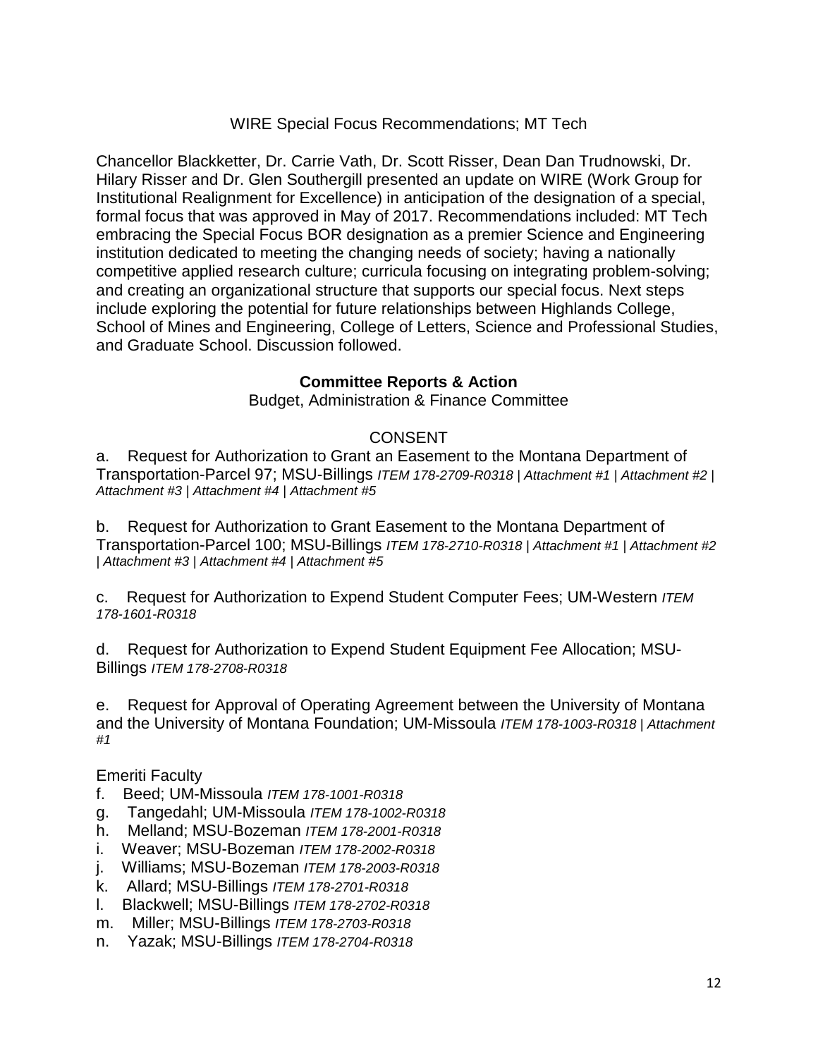WIRE Special Focus Recommendations; MT Tech

Chancellor Blackketter, Dr. Carrie Vath, Dr. Scott Risser, Dean Dan Trudnowski, Dr. Hilary Risser and Dr. Glen Southergill presented an update on WIRE (Work Group for Institutional Realignment for Excellence) in anticipation of the designation of a special, formal focus that was approved in May of 2017. Recommendations included: MT Tech embracing the Special Focus BOR designation as a premier Science and Engineering institution dedicated to meeting the changing needs of society; having a nationally competitive applied research culture; curricula focusing on integrating problem-solving; and creating an organizational structure that supports our special focus. Next steps include exploring the potential for future relationships between Highlands College, School of Mines and Engineering, College of Letters, Science and Professional Studies, and Graduate School. Discussion followed.

**Committee Reports & Action**

Budget, Administration & Finance Committee

CONSENT

a. Request for Authorization to Grant an Easement to the Montana Department of Transportation-Parcel 97; MSU-Billings *ITEM 178-2709-R0318 | Attachment #1 | Attachment #2 | Attachment #3 | Attachment #4 | Attachment #5*

b. Request for Authorization to Grant Easement to the Montana Department of Transportation-Parcel 100; MSU-Billings *ITEM 178-2710-R0318 | Attachment #1 | Attachment #2 | Attachment #3 | Attachment #4 | Attachment #5*

c. Request for Authorization to Expend Student Computer Fees; UM-Western *ITEM 178-1601-R0318*

d. Request for Authorization to Expend Student Equipment Fee Allocation; MSU-Billings *ITEM 178-2708-R0318*

e. Request for Approval of Operating Agreement between the University of Montana and the University of Montana Foundation; UM-Missoula *ITEM 178-1003-R0318 | Attachment #1*

Emeriti Faculty

f. Beed; UM-Missoula *ITEM 178-1001-R0318*
g. Tangedahl; UM-Missoula *ITEM 178-1002-R0318*
h. Melland; MSU-Bozeman *ITEM 178-2001-R0318*
i. Weaver; MSU-Bozeman *ITEM 178-2002-R0318*
j. Williams; MSU-Bozeman *ITEM 178-2003-R0318*
k. Allard; MSU-Billings *ITEM 178-2701-R0318*
l. Blackwell; MSU-Billings *ITEM 178-2702-R0318*
m. Miller; MSU-Billings *ITEM 178-2703-R0318*
n. Yazak; MSU-Billings *ITEM 178-2704-R0318*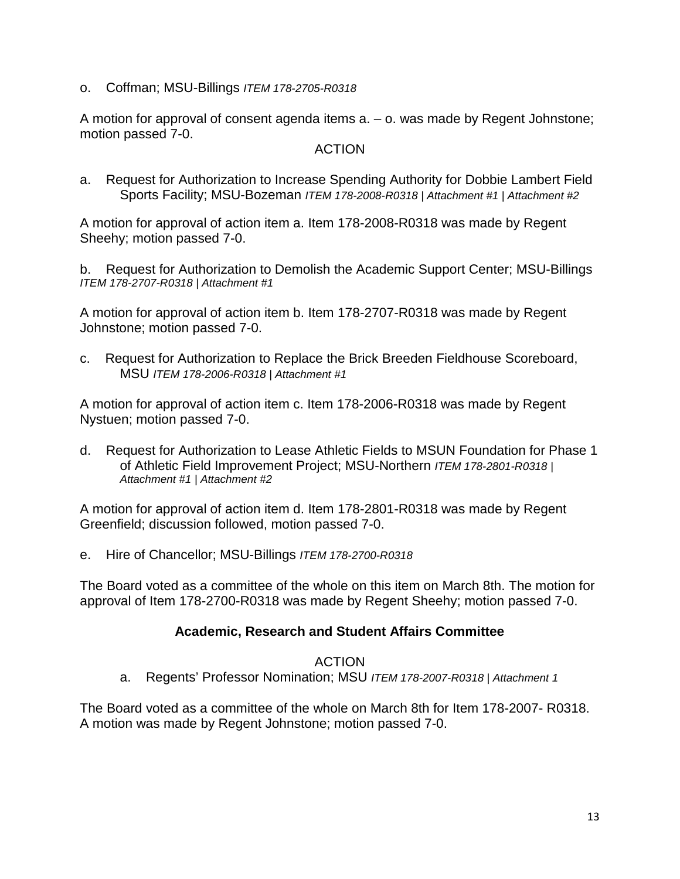o. Coffman; MSU-Billings *ITEM 178-2705-R0318*

A motion for approval of consent agenda items a. – o. was made by Regent Johnstone; motion passed 7-0.

ACTION

a. Request for Authorization to Increase Spending Authority for Dobbie Lambert Field Sports Facility; MSU-Bozeman *ITEM 178-2008-R0318 | Attachment #1 | Attachment #2*

A motion for approval of action item a. Item 178-2008-R0318 was made by Regent Sheehy; motion passed 7-0.

b. Request for Authorization to Demolish the Academic Support Center; MSU-Billings *ITEM 178-2707-R0318 | Attachment #1*

A motion for approval of action item b. Item 178-2707-R0318 was made by Regent Johnstone; motion passed 7-0.

c. Request for Authorization to Replace the Brick Breeden Fieldhouse Scoreboard, MSU *ITEM 178-2006-R0318 | Attachment #1*

A motion for approval of action item c. Item 178-2006-R0318 was made by Regent Nystuen; motion passed 7-0.

d. Request for Authorization to Lease Athletic Fields to MSUN Foundation for Phase 1 of Athletic Field Improvement Project; MSU-Northern *ITEM 178-2801-R0318 | Attachment #1 | Attachment #2*

A motion for approval of action item d. Item 178-2801-R0318 was made by Regent Greenfield; discussion followed, motion passed 7-0.

e. Hire of Chancellor; MSU-Billings *ITEM 178-2700-R0318*

The Board voted as a committee of the whole on this item on March 8th. The motion for approval of Item 178-2700-R0318 was made by Regent Sheehy; motion passed 7-0.

## Academic, Research and Student Affairs Committee

ACTION

a. Regents' Professor Nomination; MSU *ITEM 178-2007-R0318 | Attachment 1*

The Board voted as a committee of the whole on March 8th for Item 178-2007- R0318. A motion was made by Regent Johnstone; motion passed 7-0.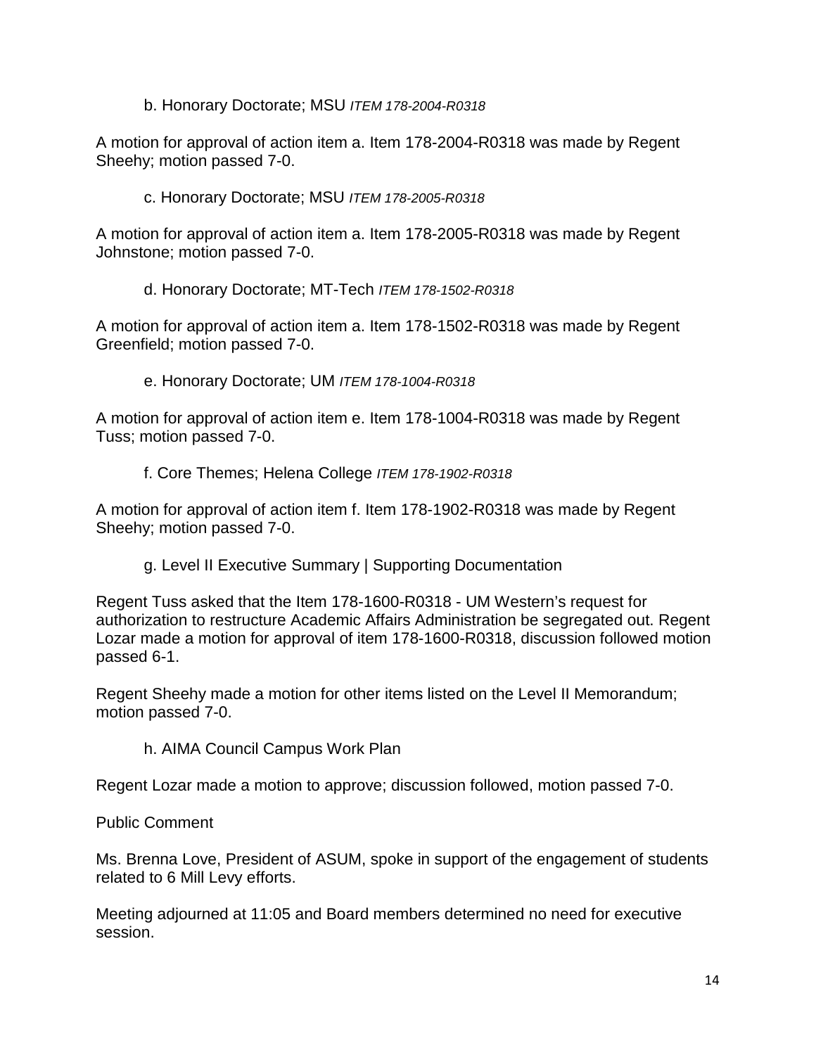b. Honorary Doctorate; MSU *ITEM 178-2004-R0318*

A motion for approval of action item a. Item 178-2004-R0318 was made by Regent Sheehy; motion passed 7-0.

c. Honorary Doctorate; MSU *ITEM 178-2005-R0318*

A motion for approval of action item a. Item 178-2005-R0318 was made by Regent Johnstone; motion passed 7-0.

d. Honorary Doctorate; MT-Tech *ITEM 178-1502-R0318*

A motion for approval of action item a. Item 178-1502-R0318 was made by Regent Greenfield; motion passed 7-0.

e. Honorary Doctorate; UM *ITEM 178-1004-R0318*

A motion for approval of action item e. Item 178-1004-R0318 was made by Regent Tuss; motion passed 7-0.

f. Core Themes; Helena College *ITEM 178-1902-R0318*

A motion for approval of action item f. Item 178-1902-R0318 was made by Regent Sheehy; motion passed 7-0.

g. Level II Executive Summary | Supporting Documentation

Regent Tuss asked that the Item 178-1600-R0318 - UM Western's request for authorization to restructure Academic Affairs Administration be segregated out. Regent Lozar made a motion for approval of item 178-1600-R0318, discussion followed motion passed 6-1.

Regent Sheehy made a motion for other items listed on the Level II Memorandum; motion passed 7-0.

h. AIMA Council Campus Work Plan

Regent Lozar made a motion to approve; discussion followed, motion passed 7-0.

Public Comment

Ms. Brenna Love, President of ASUM, spoke in support of the engagement of students related to 6 Mill Levy efforts.

Meeting adjourned at 11:05 and Board members determined no need for executive session.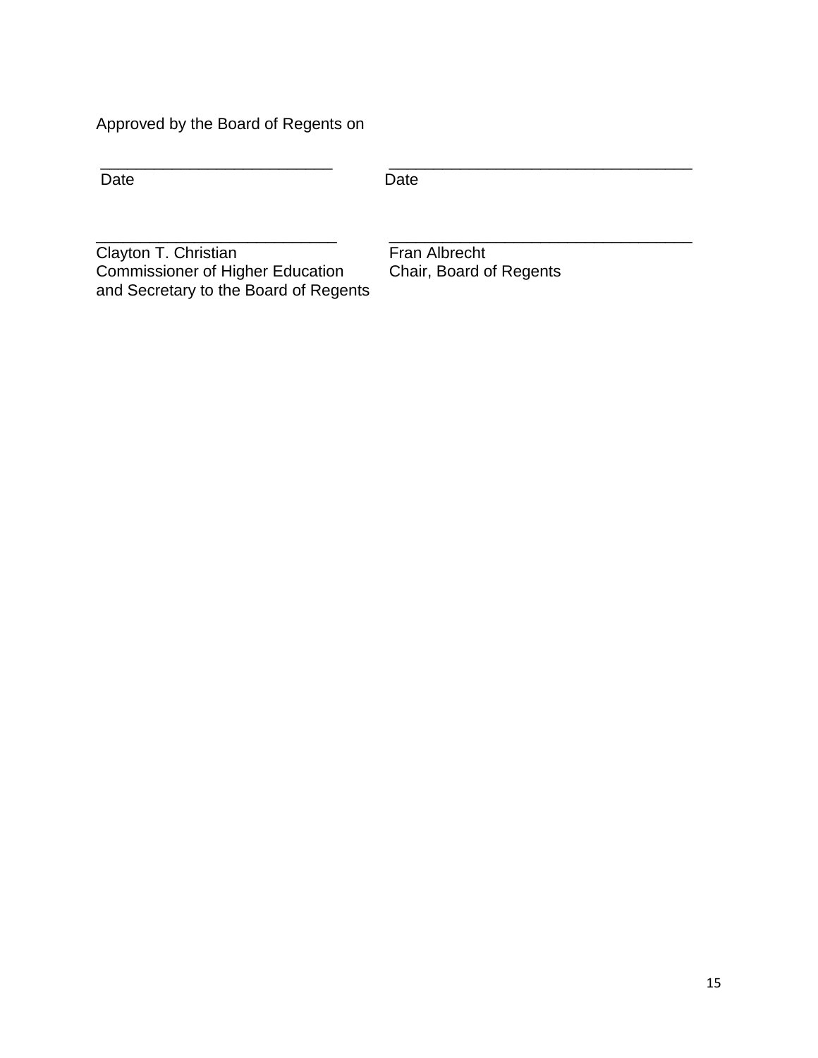Approved by the Board of Regents on

| | |
|---|---|
| \_\_\_\_\_\_\_\_\_\_\_\_\_\_\_\_\_\_\_\_\_\_\_\_\_\_\_\_ | \_\_\_\_\_\_\_\_\_\_\_\_\_\_\_\_\_\_\_\_\_\_\_\_\_\_\_\_\_\_\_\_\_\_\_\_ |
| Date | Date |
| | |
| \_\_\_\_\_\_\_\_\_\_\_\_\_\_\_\_\_\_\_\_\_\_\_\_\_\_\_\_ | \_\_\_\_\_\_\_\_\_\_\_\_\_\_\_\_\_\_\_\_\_\_\_\_\_\_\_\_\_\_\_\_\_\_\_\_ |
| Clayton T. Christian<br>Commissioner of Higher Education<br>and Secretary to the Board of Regents | Fran Albrecht<br>Chair, Board of Regents |